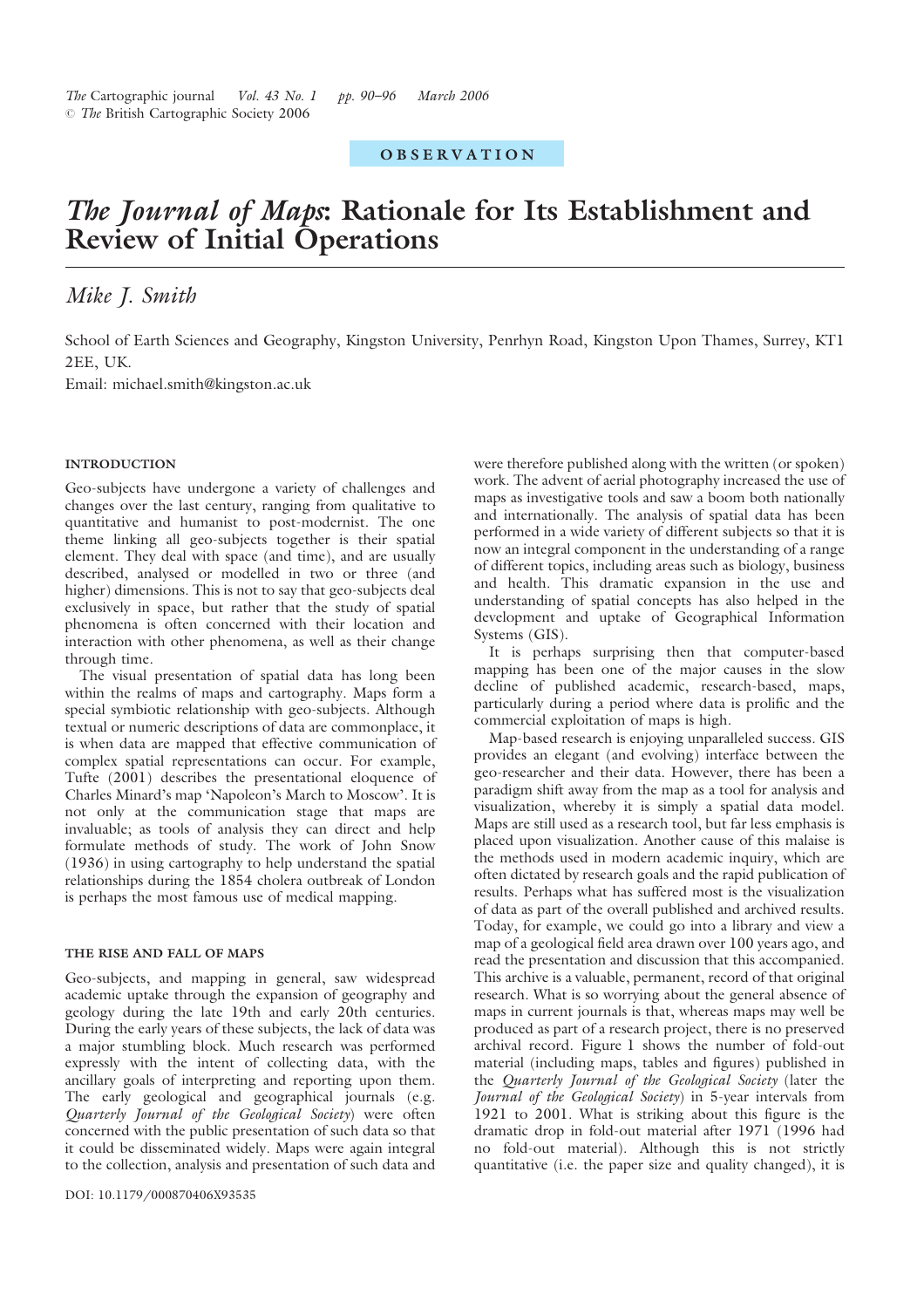OBSERVATION

# *The Journal of Maps*: Rationale for Its Establishment and Review of Initial Operations

*Mike J. Smith*

School of Earth Sciences and Geography, Kingston University, Penrhyn Road, Kingston Upon Thames, Surrey, KT1 2EE, UK.
Email: michael.smith@kingston.ac.uk

## INTRODUCTION

Geo-subjects have undergone a variety of challenges and changes over the last century, ranging from qualitative to quantitative and humanist to post-modernist. The one theme linking all geo-subjects together is their spatial element. They deal with space (and time), and are usually described, analysed or modelled in two or three (and higher) dimensions. This is not to say that geo-subjects deal exclusively in space, but rather that the study of spatial phenomena is often concerned with their location and interaction with other phenomena, as well as their change through time.

The visual presentation of spatial data has long been within the realms of maps and cartography. Maps form a special symbiotic relationship with geo-subjects. Although textual or numeric descriptions of data are commonplace, it is when data are mapped that effective communication of complex spatial representations can occur. For example, Tufte (2001) describes the presentational eloquence of Charles Minard's map 'Napoleon's March to Moscow'. It is not only at the communication stage that maps are invaluable; as tools of analysis they can direct and help formulate methods of study. The work of John Snow (1936) in using cartography to help understand the spatial relationships during the 1854 cholera outbreak of London is perhaps the most famous use of medical mapping.

## THE RISE AND FALL OF MAPS

Geo-subjects, and mapping in general, saw widespread academic uptake through the expansion of geography and geology during the late 19th and early 20th centuries. During the early years of these subjects, the lack of data was a major stumbling block. Much research was performed expressly with the intent of collecting data, with the ancillary goals of interpreting and reporting upon them. The early geological and geographical journals (e.g. *Quarterly Journal of the Geological Society*) were often concerned with the public presentation of such data so that it could be disseminated widely. Maps were again integral to the collection, analysis and presentation of such data and were therefore published along with the written (or spoken) work. The advent of aerial photography increased the use of maps as investigative tools and saw a boom both nationally and internationally. The analysis of spatial data has been performed in a wide variety of different subjects so that it is now an integral component in the understanding of a range of different topics, including areas such as biology, business and health. This dramatic expansion in the use and understanding of spatial concepts has also helped in the development and uptake of Geographical Information Systems (GIS).

It is perhaps surprising then that computer-based mapping has been one of the major causes in the slow decline of published academic, research-based, maps, particularly during a period where data is prolific and the commercial exploitation of maps is high.

Map-based research is enjoying unparalleled success. GIS provides an elegant (and evolving) interface between the geo-researcher and their data. However, there has been a paradigm shift away from the map as a tool for analysis and visualization, whereby it is simply a spatial data model. Maps are still used as a research tool, but far less emphasis is placed upon visualization. Another cause of this malaise is the methods used in modern academic inquiry, which are often dictated by research goals and the rapid publication of results. Perhaps what has suffered most is the visualization of data as part of the overall published and archived results. Today, for example, we could go into a library and view a map of a geological field area drawn over 100 years ago, and read the presentation and discussion that this accompanied. This archive is a valuable, permanent, record of that original research. What is so worrying about the general absence of maps in current journals is that, whereas maps may well be produced as part of a research project, there is no preserved archival record. Figure 1 shows the number of fold-out material (including maps, tables and figures) published in the *Quarterly Journal of the Geological Society* (later the *Journal of the Geological Society*) in 5-year intervals from 1921 to 2001. What is striking about this figure is the dramatic drop in fold-out material after 1971 (1996 had no fold-out material). Although this is not strictly quantitative (i.e. the paper size and quality changed), it is

DOI: 10.1179/000870406X93535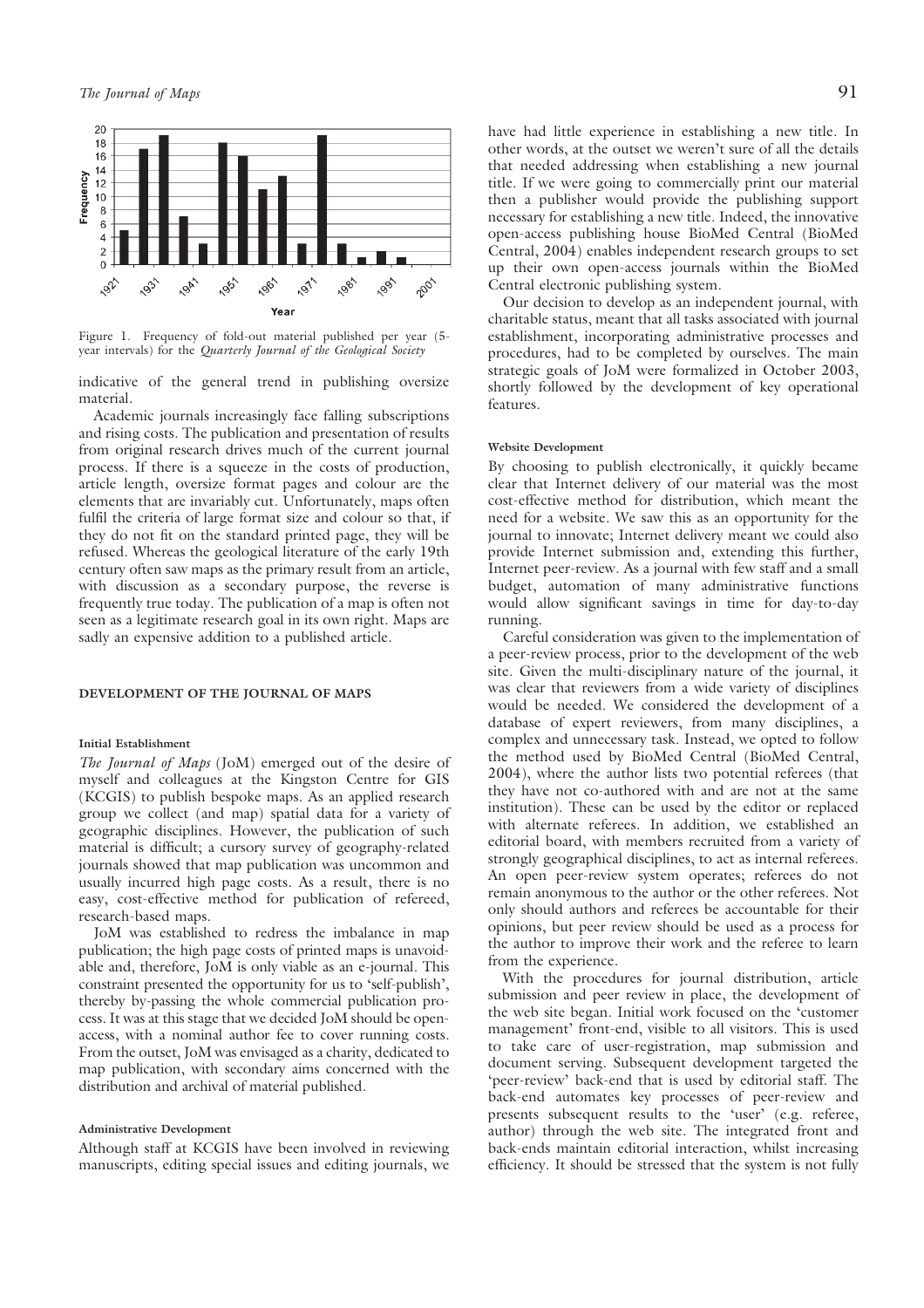Figure 1. Frequency of fold-out material published per year (5-year intervals) for the *Quarterly Journal of the Geological Society*

indicative of the general trend in publishing oversize material.

Academic journals increasingly face falling subscriptions and rising costs. The publication and presentation of results from original research drives much of the current journal process. If there is a squeeze in the costs of production, article length, oversize format pages and colour are the elements that are invariably cut. Unfortunately, maps often fulfil the criteria of large format size and colour so that, if they do not fit on the standard printed page, they will be refused. Whereas the geological literature of the early 19th century often saw maps as the primary result from an article, with discussion as a secondary purpose, the reverse is frequently true today. The publication of a map is often not seen as a legitimate research goal in its own right. Maps are sadly an expensive addition to a published article.

## DEVELOPMENT OF THE JOURNAL OF MAPS

### Initial Establishment

*The Journal of Maps* (JoM) emerged out of the desire of myself and colleagues at the Kingston Centre for GIS (KCGIS) to publish bespoke maps. As an applied research group we collect (and map) spatial data for a variety of geographic disciplines. However, the publication of such material is difficult; a cursory survey of geography-related journals showed that map publication was uncommon and usually incurred high page costs. As a result, there is no easy, cost-effective method for publication of refereed, research-based maps.

JoM was established to redress the imbalance in map publication; the high page costs of printed maps is unavoidable and, therefore, JoM is only viable as an e-journal. This constraint presented the opportunity for us to 'self-publish', thereby by-passing the whole commercial publication process. It was at this stage that we decided JoM should be open-access, with a nominal author fee to cover running costs. From the outset, JoM was envisaged as a charity, dedicated to map publication, with secondary aims concerned with the distribution and archival of material published.

### Administrative Development

Although staff at KCGIS have been involved in reviewing manuscripts, editing special issues and editing journals, we have had little experience in establishing a new title. In other words, at the outset we weren't sure of all the details that needed addressing when establishing a new journal title. If we were going to commercially print our material then a publisher would provide the publishing support necessary for establishing a new title. Indeed, the innovative open-access publishing house BioMed Central (BioMed Central, 2004) enables independent research groups to set up their own open-access journals within the BioMed Central electronic publishing system.

Our decision to develop as an independent journal, with charitable status, meant that all tasks associated with journal establishment, incorporating administrative processes and procedures, had to be completed by ourselves. The main strategic goals of JoM were formalized in October 2003, shortly followed by the development of key operational features.

### Website Development

By choosing to publish electronically, it quickly became clear that Internet delivery of our material was the most cost-effective method for distribution, which meant the need for a website. We saw this as an opportunity for the journal to innovate; Internet delivery meant we could also provide Internet submission and, extending this further, Internet peer-review. As a journal with few staff and a small budget, automation of many administrative functions would allow significant savings in time for day-to-day running.

Careful consideration was given to the implementation of a peer-review process, prior to the development of the web site. Given the multi-disciplinary nature of the journal, it was clear that reviewers from a wide variety of disciplines would be needed. We considered the development of a database of expert reviewers, from many disciplines, a complex and unnecessary task. Instead, we opted to follow the method used by BioMed Central (BioMed Central, 2004), where the author lists two potential referees (that they have not co-authored with and are not at the same institution). These can be used by the editor or replaced with alternate referees. In addition, we established an editorial board, with members recruited from a variety of strongly geographical disciplines, to act as internal referees. An open peer-review system operates; referees do not remain anonymous to the author or the other referees. Not only should authors and referees be accountable for their opinions, but peer review should be used as a process for the author to improve their work and the referee to learn from the experience.

With the procedures for journal distribution, article submission and peer review in place, the development of the web site began. Initial work focused on the 'customer management' front-end, visible to all visitors. This is used to take care of user-registration, map submission and document serving. Subsequent development targeted the 'peer-review' back-end that is used by editorial staff. The back-end automates key processes of peer-review and presents subsequent results to the 'user' (e.g. referee, author) through the web site. The integrated front and back-ends maintain editorial interaction, whilst increasing efficiency. It should be stressed that the system is not fully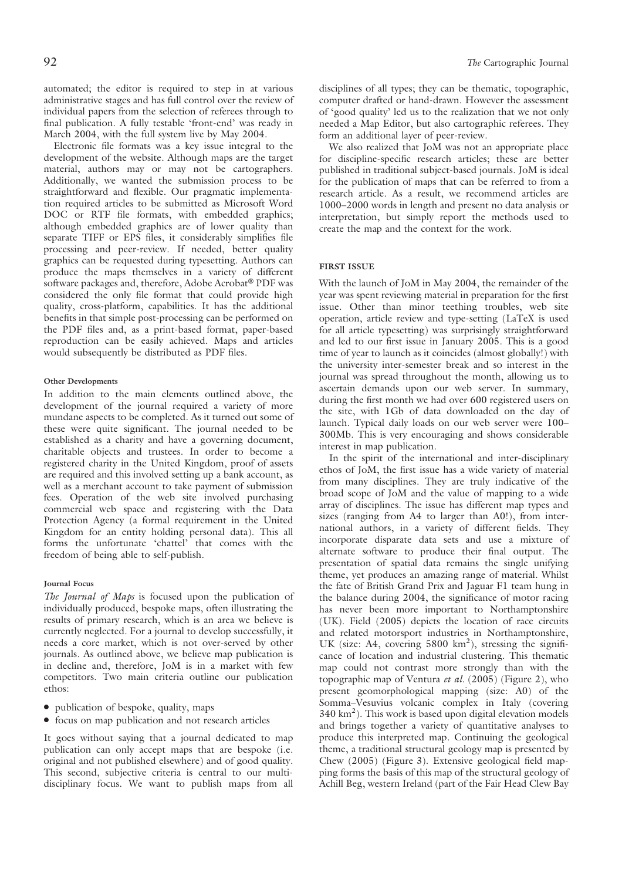automated; the editor is required to step in at various administrative stages and has full control over the review of individual papers from the selection of referees through to final publication. A fully testable 'front-end' was ready in March 2004, with the full system live by May 2004.

Electronic file formats was a key issue integral to the development of the website. Although maps are the target material, authors may or may not be cartographers. Additionally, we wanted the submission process to be straightforward and flexible. Our pragmatic implementation required articles to be submitted as Microsoft Word DOC or RTF file formats, with embedded graphics; although embedded graphics are of lower quality than separate TIFF or EPS files, it considerably simplifies file processing and peer-review. If needed, better quality graphics can be requested during typesetting. Authors can produce the maps themselves in a variety of different software packages and, therefore, Adobe Acrobat® PDF was considered the only file format that could provide high quality, cross-platform, capabilities. It has the additional benefits in that simple post-processing can be performed on the PDF files and, as a print-based format, paper-based reproduction can be easily achieved. Maps and articles would subsequently be distributed as PDF files.

#### Other Developments

In addition to the main elements outlined above, the development of the journal required a variety of more mundane aspects to be completed. As it turned out some of these were quite significant. The journal needed to be established as a charity and have a governing document, charitable objects and trustees. In order to become a registered charity in the United Kingdom, proof of assets are required and this involved setting up a bank account, as well as a merchant account to take payment of submission fees. Operation of the web site involved purchasing commercial web space and registering with the Data Protection Agency (a formal requirement in the United Kingdom for an entity holding personal data). This all forms the unfortunate 'chattel' that comes with the freedom of being able to self-publish.

#### Journal Focus

*The Journal of Maps* is focused upon the publication of individually produced, bespoke maps, often illustrating the results of primary research, which is an area we believe is currently neglected. For a journal to develop successfully, it needs a core market, which is not over-served by other journals. As outlined above, we believe map publication is in decline and, therefore, JoM is in a market with few competitors. Two main criteria outline our publication ethos:

- publication of bespoke, quality, maps
- focus on map publication and not research articles

It goes without saying that a journal dedicated to map publication can only accept maps that are bespoke (i.e. original and not published elsewhere) and of good quality. This second, subjective criteria is central to our multi-disciplinary focus. We want to publish maps from all disciplines of all types; they can be thematic, topographic, computer drafted or hand-drawn. However the assessment of 'good quality' led us to the realization that we not only needed a Map Editor, but also cartographic referees. They form an additional layer of peer-review.

We also realized that JoM was not an appropriate place for discipline-specific research articles; these are better published in traditional subject-based journals. JoM is ideal for the publication of maps that can be referred to from a research article. As a result, we recommend articles are 1000–2000 words in length and present no data analysis or interpretation, but simply report the methods used to create the map and the context for the work.

## FIRST ISSUE

With the launch of JoM in May 2004, the remainder of the year was spent reviewing material in preparation for the first issue. Other than minor teething troubles, web site operation, article review and type-setting (LaTeX is used for all article typesetting) was surprisingly straightforward and led to our first issue in January 2005. This is a good time of year to launch as it coincides (almost globally!) with the university inter-semester break and so interest in the journal was spread throughout the month, allowing us to ascertain demands upon our web server. In summary, during the first month we had over 600 registered users on the site, with 1Gb of data downloaded on the day of launch. Typical daily loads on our web server were 100–300Mb. This is very encouraging and shows considerable interest in map publication.

In the spirit of the international and inter-disciplinary ethos of JoM, the first issue has a wide variety of material from many disciplines. They are truly indicative of the broad scope of JoM and the value of mapping to a wide array of disciplines. The issue has different map types and sizes (ranging from A4 to larger than A0!), from international authors, in a variety of different fields. They incorporate disparate data sets and use a mixture of alternate software to produce their final output. The presentation of spatial data remains the single unifying theme, yet produces an amazing range of material. Whilst the fate of British Grand Prix and Jaguar F1 team hung in the balance during 2004, the significance of motor racing has never been more important to Northamptonshire (UK). Field (2005) depicts the location of race circuits and related motorsport industries in Northamptonshire, UK (size: A4, covering 5800 km$^2$), stressing the significance of location and industrial clustering. This thematic map could not contrast more strongly than with the topographic map of Ventura *et al.* (2005) (Figure 2), who present geomorphological mapping (size: A0) of the Somma–Vesuvius volcanic complex in Italy (covering 340 km$^2$). This work is based upon digital elevation models and brings together a variety of quantitative analyses to produce this interpreted map. Continuing the geological theme, a traditional structural geology map is presented by Chew (2005) (Figure 3). Extensive geological field mapping forms the basis of this map of the structural geology of Achill Beg, western Ireland (part of the Fair Head Clew Bay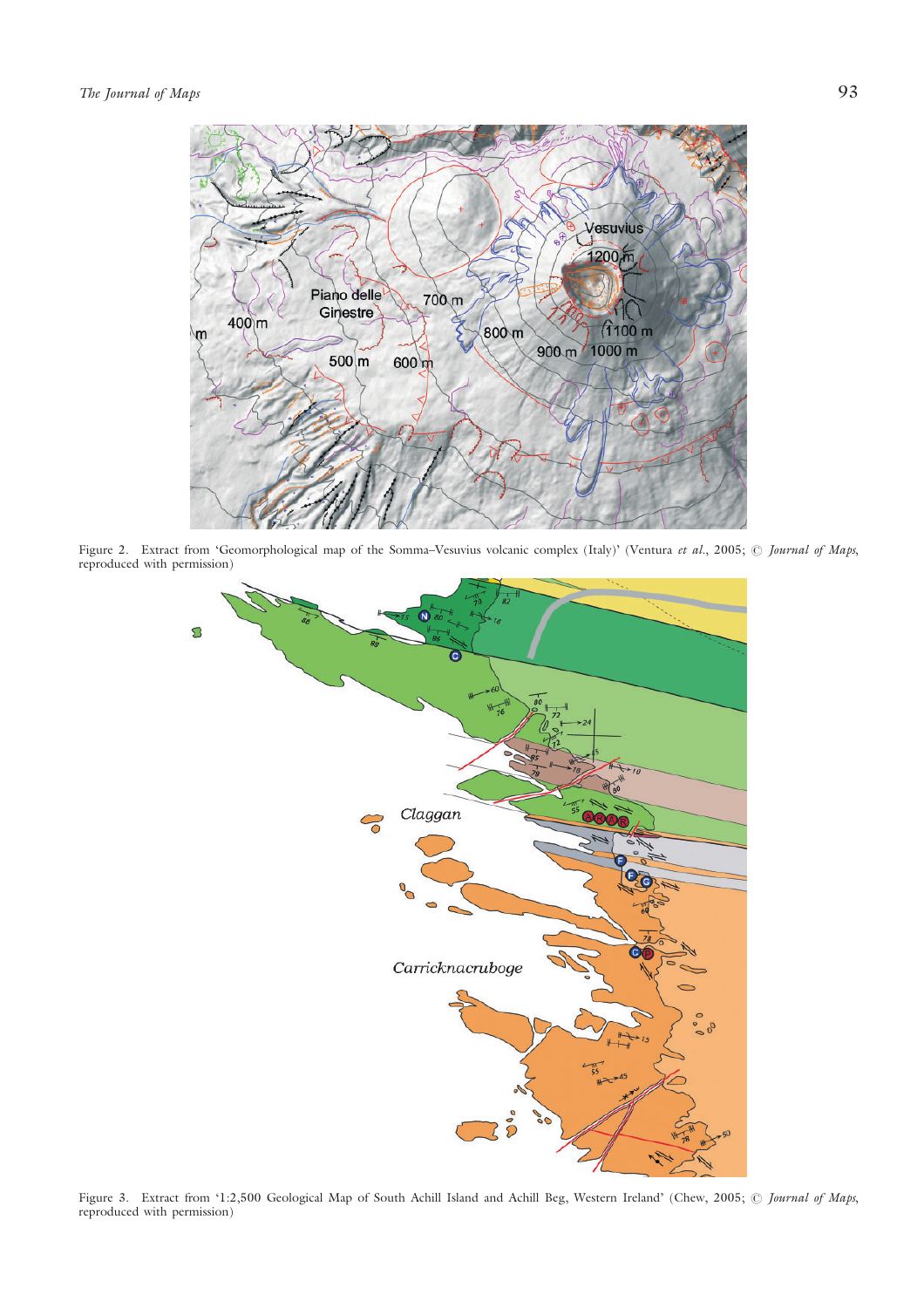Figure 2. Extract from 'Geomorphological map of the Somma–Vesuvius volcanic complex (Italy)' (Ventura *et al.*, 2005; © *Journal of Maps*, reproduced with permission)

Figure 3. Extract from '1:2,500 Geological Map of South Achill Island and Achill Beg, Western Ireland' (Chew, 2005; © *Journal of Maps*, reproduced with permission)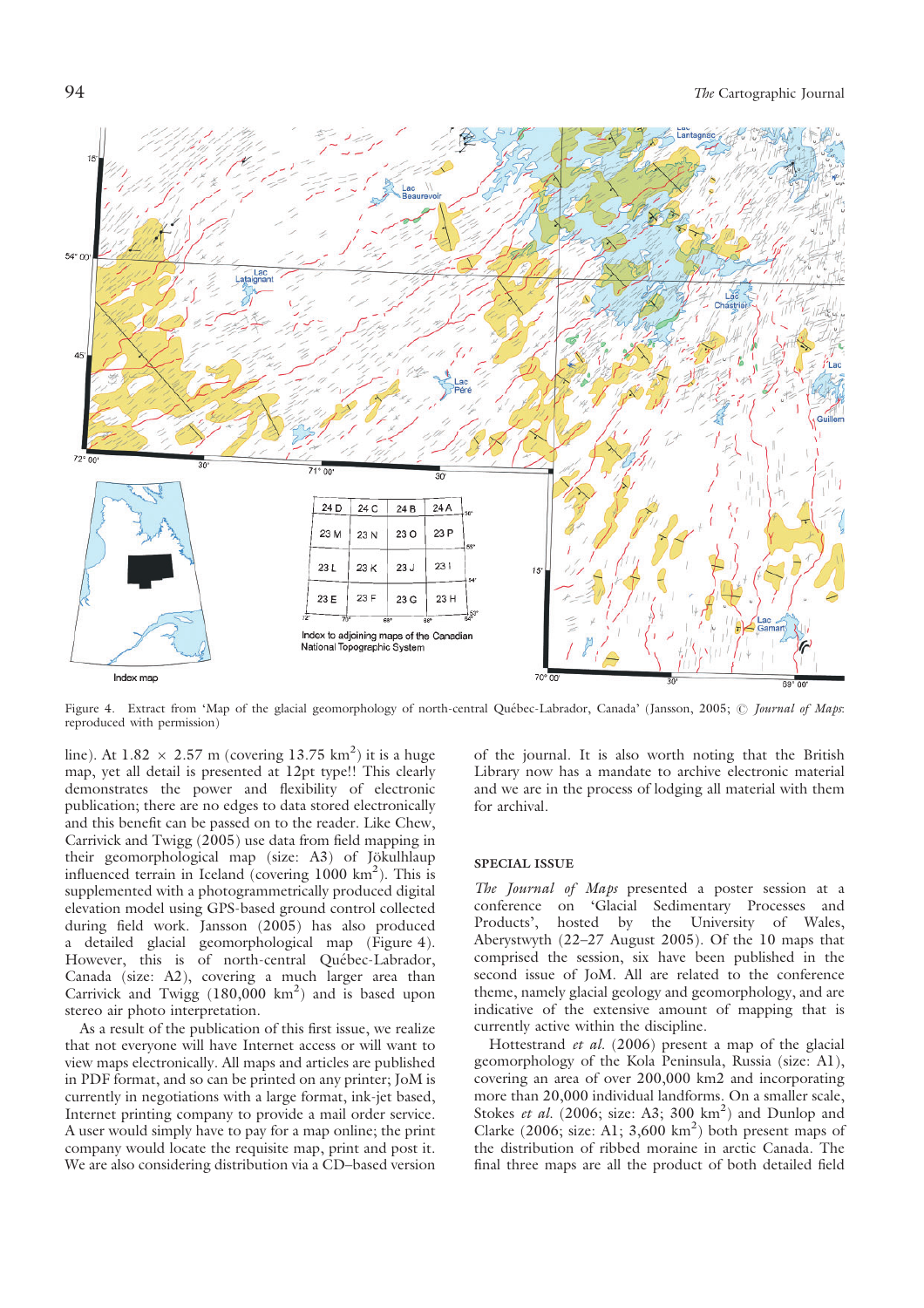Figure 4. Extract from 'Map of the glacial geomorphology of north-central Québec-Labrador, Canada' (Jansson, 2005; © *Journal of Maps*: reproduced with permission)

line). At 1.82 × 2.57 m (covering 13.75 km$^2$) it is a huge map, yet all detail is presented at 12pt type!! This clearly demonstrates the power and flexibility of electronic publication; there are no edges to data stored electronically and this benefit can be passed on to the reader. Like Chew, Carrivick and Twigg (2005) use data from field mapping in their geomorphological map (size: A3) of Jökulhlaup influenced terrain in Iceland (covering 1000 km$^2$). This is supplemented with a photogrammetrically produced digital elevation model using GPS-based ground control collected during field work. Jansson (2005) has also produced a detailed glacial geomorphological map (Figure 4). However, this is of north-central Québec-Labrador, Canada (size: A2), covering a much larger area than Carrivick and Twigg (180,000 km$^2$) and is based upon stereo air photo interpretation.

As a result of the publication of this first issue, we realize that not everyone will have Internet access or will want to view maps electronically. All maps and articles are published in PDF format, and so can be printed on any printer; JoM is currently in negotiations with a large format, ink-jet based, Internet printing company to provide a mail order service. A user would simply have to pay for a map online; the print company would locate the requisite map, print and post it. We are also considering distribution via a CD–based version of the journal. It is also worth noting that the British Library now has a mandate to archive electronic material and we are in the process of lodging all material with them for archival.

## SPECIAL ISSUE

*The Journal of Maps* presented a poster session at a conference on 'Glacial Sedimentary Processes and Products', hosted by the University of Wales, Aberystwyth (22–27 August 2005). Of the 10 maps that comprised the session, six have been published in the second issue of JoM. All are related to the conference theme, namely glacial geology and geomorphology, and are indicative of the extensive amount of mapping that is currently active within the discipline.

Hottestrand *et al.* (2006) present a map of the glacial geomorphology of the Kola Peninsula, Russia (size: A1), covering an area of over 200,000 km2 and incorporating more than 20,000 individual landforms. On a smaller scale, Stokes *et al.* (2006; size: A3; 300 km$^2$) and Dunlop and Clarke (2006; size: A1; 3,600 km$^2$) both present maps of the distribution of ribbed moraine in arctic Canada. The final three maps are all the product of both detailed field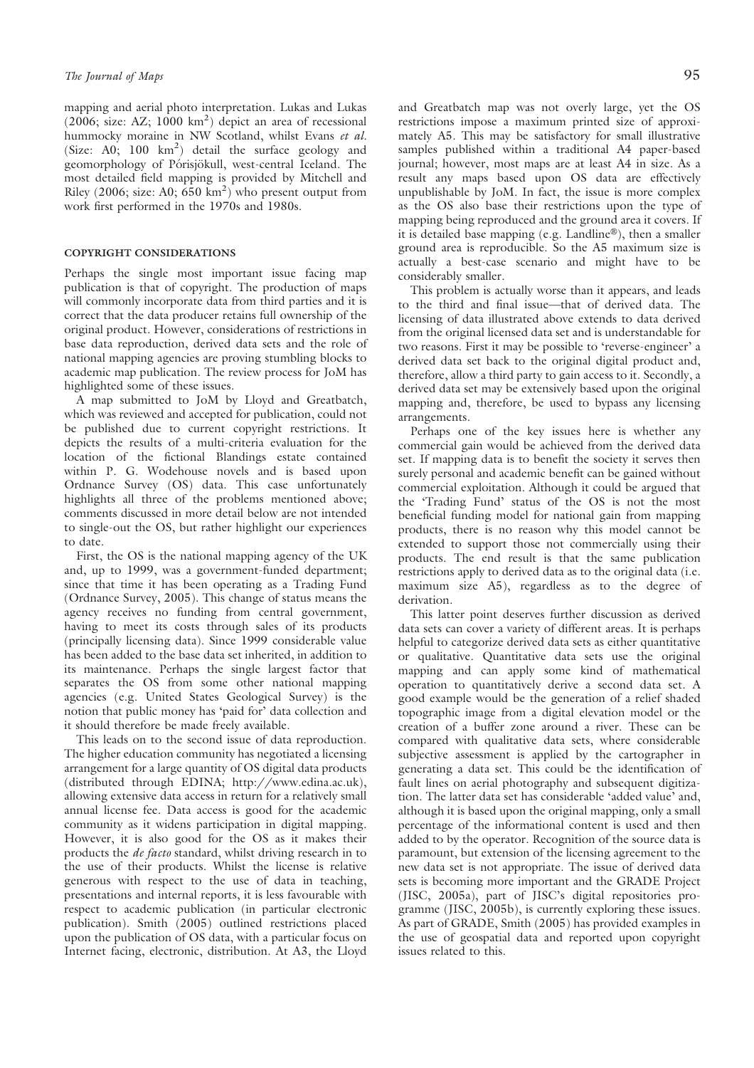mapping and aerial photo interpretation. Lukas and Lukas (2006; size: AZ; 1000 km$^2$) depict an area of recessional hummocky moraine in NW Scotland, whilst Evans *et al.* (Size: A0; 100 km$^2$) detail the surface geology and geomorphology of Þórisjökull, west-central Iceland. The most detailed field mapping is provided by Mitchell and Riley (2006; size: A0; 650 km$^2$) who present output from work first performed in the 1970s and 1980s.

## COPYRIGHT CONSIDERATIONS

Perhaps the single most important issue facing map publication is that of copyright. The production of maps will commonly incorporate data from third parties and it is correct that the data producer retains full ownership of the original product. However, considerations of restrictions in base data reproduction, derived data sets and the role of national mapping agencies are proving stumbling blocks to academic map publication. The review process for JoM has highlighted some of these issues.

A map submitted to JoM by Lloyd and Greatbatch, which was reviewed and accepted for publication, could not be published due to current copyright restrictions. It depicts the results of a multi-criteria evaluation for the location of the fictional Blandings estate contained within P. G. Wodehouse novels and is based upon Ordnance Survey (OS) data. This case unfortunately highlights all three of the problems mentioned above; comments discussed in more detail below are not intended to single-out the OS, but rather highlight our experiences to date.

First, the OS is the national mapping agency of the UK and, up to 1999, was a government-funded department; since that time it has been operating as a Trading Fund (Ordnance Survey, 2005). This change of status means the agency receives no funding from central government, having to meet its costs through sales of its products (principally licensing data). Since 1999 considerable value has been added to the base data set inherited, in addition to its maintenance. Perhaps the single largest factor that separates the OS from some other national mapping agencies (e.g. United States Geological Survey) is the notion that public money has 'paid for' data collection and it should therefore be made freely available.

This leads on to the second issue of data reproduction. The higher education community has negotiated a licensing arrangement for a large quantity of OS digital data products (distributed through EDINA; http://www.edina.ac.uk), allowing extensive data access in return for a relatively small annual license fee. Data access is good for the academic community as it widens participation in digital mapping. However, it is also good for the OS as it makes their products the *de facto* standard, whilst driving research in to the use of their products. Whilst the license is relative generous with respect to the use of data in teaching, presentations and internal reports, it is less favourable with respect to academic publication (in particular electronic publication). Smith (2005) outlined restrictions placed upon the publication of OS data, with a particular focus on Internet facing, electronic, distribution. At A3, the Lloyd and Greatbatch map was not overly large, yet the OS restrictions impose a maximum printed size of approximately A5. This may be satisfactory for small illustrative samples published within a traditional A4 paper-based journal; however, most maps are at least A4 in size. As a result any maps based upon OS data are effectively unpublishable by JoM. In fact, the issue is more complex as the OS also base their restrictions upon the type of mapping being reproduced and the ground area it covers. If it is detailed base mapping (e.g. Landline®), then a smaller ground area is reproducible. So the A5 maximum size is actually a best-case scenario and might have to be considerably smaller.

This problem is actually worse than it appears, and leads to the third and final issue—that of derived data. The licensing of data illustrated above extends to data derived from the original licensed data set and is understandable for two reasons. First it may be possible to 'reverse-engineer' a derived data set back to the original digital product and, therefore, allow a third party to gain access to it. Secondly, a derived data set may be extensively based upon the original mapping and, therefore, be used to bypass any licensing arrangements.

Perhaps one of the key issues here is whether any commercial gain would be achieved from the derived data set. If mapping data is to benefit the society it serves then surely personal and academic benefit can be gained without commercial exploitation. Although it could be argued that the 'Trading Fund' status of the OS is not the most beneficial funding model for national gain from mapping products, there is no reason why this model cannot be extended to support those not commercially using their products. The end result is that the same publication restrictions apply to derived data as to the original data (i.e. maximum size A5), regardless as to the degree of derivation.

This latter point deserves further discussion as derived data sets can cover a variety of different areas. It is perhaps helpful to categorize derived data sets as either quantitative or qualitative. Quantitative data sets use the original mapping and can apply some kind of mathematical operation to quantitatively derive a second data set. A good example would be the generation of a relief shaded topographic image from a digital elevation model or the creation of a buffer zone around a river. These can be compared with qualitative data sets, where considerable subjective assessment is applied by the cartographer in generating a data set. This could be the identification of fault lines on aerial photography and subsequent digitization. The latter data set has considerable 'added value' and, although it is based upon the original mapping, only a small percentage of the informational content is used and then added to by the operator. Recognition of the source data is paramount, but extension of the licensing agreement to the new data set is not appropriate. The issue of derived data sets is becoming more important and the GRADE Project (JISC, 2005a), part of JISC's digital repositories programme (JISC, 2005b), is currently exploring these issues. As part of GRADE, Smith (2005) has provided examples in the use of geospatial data and reported upon copyright issues related to this.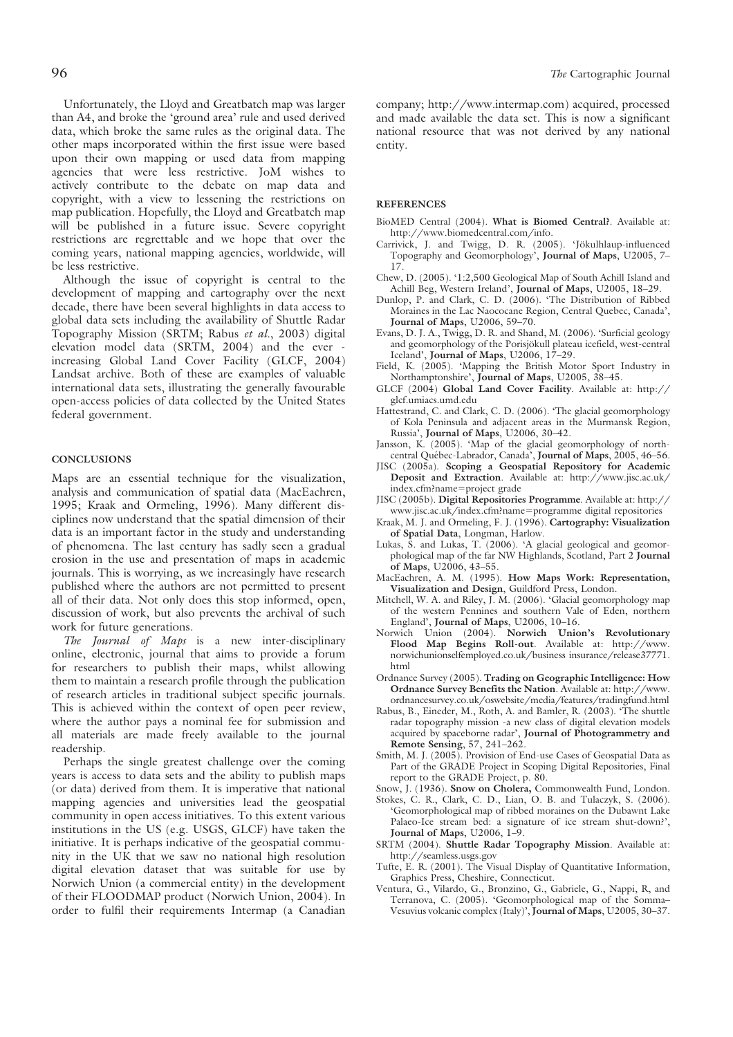Unfortunately, the Lloyd and Greatbatch map was larger than A4, and broke the 'ground area' rule and used derived data, which broke the same rules as the original data. The other maps incorporated within the first issue were based upon their own mapping or used data from mapping agencies that were less restrictive. JoM wishes to actively contribute to the debate on map data and copyright, with a view to lessening the restrictions on map publication. Hopefully, the Lloyd and Greatbatch map will be published in a future issue. Severe copyright restrictions are regrettable and we hope that over the coming years, national mapping agencies, worldwide, will be less restrictive.

Although the issue of copyright is central to the development of mapping and cartography over the next decade, there have been several highlights in data access to global data sets including the availability of Shuttle Radar Topography Mission (SRTM; Rabus *et al.*, 2003) digital elevation model data (SRTM, 2004) and the ever - increasing Global Land Cover Facility (GLCF, 2004) Landsat archive. Both of these are examples of valuable international data sets, illustrating the generally favourable open-access policies of data collected by the United States federal government.

## CONCLUSIONS

Maps are an essential technique for the visualization, analysis and communication of spatial data (MacEachren, 1995; Kraak and Ormeling, 1996). Many different disciplines now understand that the spatial dimension of their data is an important factor in the study and understanding of phenomena. The last century has sadly seen a gradual erosion in the use and presentation of maps in academic journals. This is worrying, as we increasingly have research published where the authors are not permitted to present all of their data. Not only does this stop informed, open, discussion of work, but also prevents the archival of such work for future generations.

*The Journal of Maps* is a new inter-disciplinary online, electronic, journal that aims to provide a forum for researchers to publish their maps, whilst allowing them to maintain a research profile through the publication of research articles in traditional subject specific journals. This is achieved within the context of open peer review, where the author pays a nominal fee for submission and all materials are made freely available to the journal readership.

Perhaps the single greatest challenge over the coming years is access to data sets and the ability to publish maps (or data) derived from them. It is imperative that national mapping agencies and universities lead the geospatial community in open access initiatives. To this extent various institutions in the US (e.g. USGS, GLCF) have taken the initiative. It is perhaps indicative of the geospatial community in the UK that we saw no national high resolution digital elevation dataset that was suitable for use by Norwich Union (a commercial entity) in the development of their FLOODMAP product (Norwich Union, 2004). In order to fulfil their requirements Intermap (a Canadian company; http://www.intermap.com) acquired, processed and made available the data set. This is now a significant national resource that was not derived by any national entity.

## REFERENCES

BioMED Central (2004). **What is Biomed Central?**. Available at: http://www.biomedcentral.com/info.

Carrivick, J. and Twigg, D. R. (2005). 'Jökulhlaup-influenced Topography and Geomorphology', **Journal of Maps**, U2005, 7–17.

Chew, D. (2005). '1:2,500 Geological Map of South Achill Island and Achill Beg, Western Ireland', **Journal of Maps**, U2005, 18–29.

Dunlop, P. and Clark, C. D. (2006). 'The Distribution of Ribbed Moraines in the Lac Naococane Region, Central Quebec, Canada', **Journal of Maps**, U2006, 59–70.

Evans, D. J. A., Twigg, D. R. and Shand, M. (2006). 'Surficial geology and geomorphology of the Porisjökull plateau icefield, west-central Iceland', **Journal of Maps**, U2006, 17–29.

Field, K. (2005). 'Mapping the British Motor Sport Industry in Northamptonshire', **Journal of Maps**, U2005, 38–45.

GLCF (2004) **Global Land Cover Facility**. Available at: http://glcf.umiacs.umd.edu

Hattestrand, C. and Clark, C. D. (2006). 'The glacial geomorphology of Kola Peninsula and adjacent areas in the Murmansk Region, Russia', **Journal of Maps**, U2006, 30–42.

Jansson, K. (2005). 'Map of the glacial geomorphology of north-central Québec-Labrador, Canada', **Journal of Maps**, 2005, 46–56.

JISC (2005a). **Scoping a Geospatial Repository for Academic Deposit and Extraction**. Available at: http://www.jisc.ac.uk/index.cfm?name=project grade

JISC (2005b). **Digital Repositories Programme**. Available at: http://www.jisc.ac.uk/index.cfm?name=programme digital repositories

Kraak, M. J. and Ormeling, F. J. (1996). **Cartography: Visualization of Spatial Data**, Longman, Harlow.

Lukas, S. and Lukas, T. (2006). 'A glacial geological and geomorphological map of the far NW Highlands, Scotland, Part 2 **Journal of Maps**, U2006, 43–55.

MacEachren, A. M. (1995). **How Maps Work: Representation, Visualization and Design**, Guildford Press, London.

Mitchell, W. A. and Riley, J. M. (2006). 'Glacial geomorphology map of the western Pennines and southern Vale of Eden, northern England', **Journal of Maps**, U2006, 10–16.

Norwich Union (2004). **Norwich Union's Revolutionary Flood Map Begins Roll-out**. Available at: http://www.norwichunionselfemployed.co.uk/business insurance/release37771.html

Ordnance Survey (2005). **Trading on Geographic Intelligence: How Ordnance Survey Benefits the Nation**. Available at: http://www.ordnancesurvey.co.uk/oswebsite/media/features/tradingfund.html

Rabus, B., Eineder, M., Roth, A. and Bamler, R. (2003). 'The shuttle radar topography mission -a new class of digital elevation models acquired by spaceborne radar', **Journal of Photogrammetry and Remote Sensing**, 57, 241–262.

Smith, M. J. (2005). Provision of End-use Cases of Geospatial Data as Part of the GRADE Project in Scoping Digital Repositories, Final report to the GRADE Project, p. 80.

Snow, J. (1936). **Snow on Cholera,** Commonwealth Fund, London.

Stokes, C. R., Clark, C. D., Lian, O. B. and Tulaczyk, S. (2006). 'Geomorphological map of ribbed moraines on the Dubawnt Lake Palaeo-Ice stream bed: a signature of ice stream shut-down?', **Journal of Maps**, U2006, 1–9.

SRTM (2004). **Shuttle Radar Topography Mission**. Available at: http://seamless.usgs.gov

Tufte, E. R. (2001). The Visual Display of Quantitative Information, Graphics Press, Cheshire, Connecticut.

Ventura, G., Vilardo, G., Bronzino, G., Gabriele, G., Nappi, R, and Terranova, C. (2005). 'Geomorphological map of the Somma–Vesuvius volcanic complex (Italy)', **Journal of Maps**, U2005, 30–37.